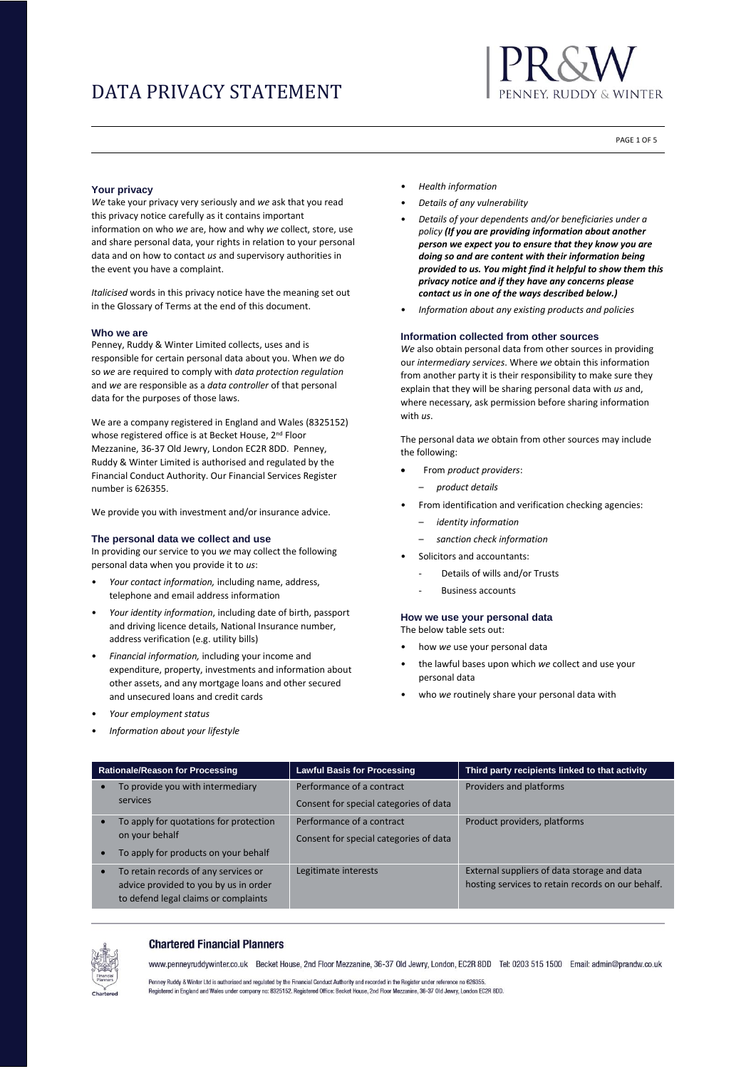# DATA PRIVACY STATEMENT

## Your privacy

*We* take your privacy very seriously and *we* ask that you read this privacy notice carefully as it contains important information on who *we* are, how and why *we* collect, store, use and share personal data, your rights in relation to your personal data and on how to contact *us* and supervisory authorities in the event you have a complaint.

*Italicised* words in this privacy notice have the meaning set out in the Glossary of Terms at the end of this document.

## Who we are

Penney, Ruddy & Winter Limited collects, uses and is responsible for certain personal data about you. When *we* do so *we* are required to comply with *data protection regulation* and *we* are responsible as a *data controller* of that personal data for the purposes of those laws.

We are a company registered in England and Wales (8325152) whose registered office is at Becket House, 2nd Floor Mezzanine, 36-37 Old Jewry, London EC2R 8DD. Penney, Ruddy & Winter Limited is authorised and regulated by the Financial Conduct Authority. Our Financial Services Register number is 626355.

We provide you with investment and/or insurance advice.

## The personal data we collect and use

In providing our service to you *we* may collect the following personal data when you provide it to *us*:

- *Your contact information,* including name, address, telephone and email address information
- *Your identity information*, including date of birth, passport and driving licence details, National Insurance number, address verification (e.g. utility bills)
- *Financial information,* including your income and expenditure, property, investments and information about other assets, and any mortgage loans and other secured and unsecured loans and credit cards
- *Your employment status*
- *Information about your lifestyle*
- *Health information*
- *Details of any vulnerability*
- *Details of your dependents and/or beneficiaries under a policy* ***(If you are providing information about another person we expect you to ensure that they know you are doing so and are content with their information being provided to us. You might find it helpful to show them this privacy notice and if they have any concerns please contact us in one of the ways described below.)***
- *Information about any existing products and policies*

## Information collected from other sources

*We* also obtain personal data from other sources in providing our *intermediary services*. Where *we* obtain this information from another party it is their responsibility to make sure they explain that they will be sharing personal data with *us* and, where necessary, ask permission before sharing information with *us*.

The personal data *we* obtain from other sources may include the following:

- From *product providers*:
  - *product details*
- From identification and verification checking agencies:
  - *identity information*
  - *sanction check information*
- Solicitors and accountants:
  - Details of wills and/or Trusts
  - Business accounts

## How we use your personal data

The below table sets out:

- how *we* use your personal data
- the lawful bases upon which *we* collect and use your personal data
- who *we* routinely share your personal data with

| Rationale/Reason for Processing | Lawful Basis for Processing | Third party recipients linked to that activity |
| --- | --- | --- |
| • To provide you with intermediary services | Performance of a contract<br>Consent for special categories of data | Providers and platforms |
| • To apply for quotations for protection on your behalf<br>• To apply for products on your behalf | Performance of a contract<br>Consent for special categories of data | Product providers, platforms |
| • To retain records of any services or advice provided to you by us in order to defend legal claims or complaints | Legitimate interests | External suppliers of data storage and data hosting services to retain records on our behalf. |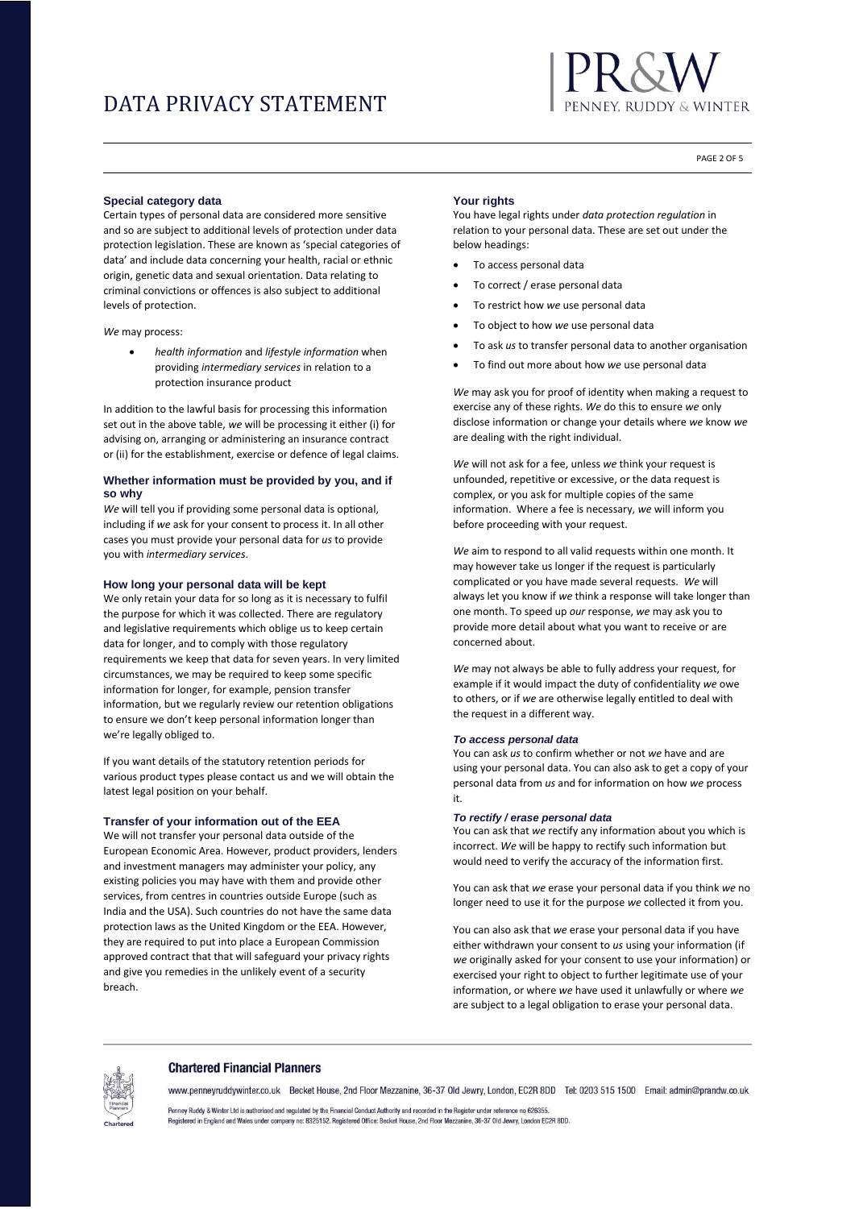## Special category data

Certain types of personal data are considered more sensitive and so are subject to additional levels of protection under data protection legislation. These are known as 'special categories of data' and include data concerning your health, racial or ethnic origin, genetic data and sexual orientation. Data relating to criminal convictions or offences is also subject to additional levels of protection.

*We* may process:

- *health information* and *lifestyle information* when providing *intermediary services* in relation to a protection insurance product

In addition to the lawful basis for processing this information set out in the above table, *we* will be processing it either (i) for advising on, arranging or administering an insurance contract or (ii) for the establishment, exercise or defence of legal claims.

## Whether information must be provided by you, and if so why

*We* will tell you if providing some personal data is optional, including if *we* ask for your consent to process it. In all other cases you must provide your personal data for *us* to provide you with *intermediary services*.

## How long your personal data will be kept

We only retain your data for so long as it is necessary to fulfil the purpose for which it was collected. There are regulatory and legislative requirements which oblige us to keep certain data for longer, and to comply with those regulatory requirements we keep that data for seven years. In very limited circumstances, we may be required to keep some specific information for longer, for example, pension transfer information, but we regularly review our retention obligations to ensure we don't keep personal information longer than we're legally obliged to.

If you want details of the statutory retention periods for various product types please contact us and we will obtain the latest legal position on your behalf.

## Transfer of your information out of the EEA

We will not transfer your personal data outside of the European Economic Area. However, product providers, lenders and investment managers may administer your policy, any existing policies you may have with them and provide other services, from centres in countries outside Europe (such as India and the USA). Such countries do not have the same data protection laws as the United Kingdom or the EEA. However, they are required to put into place a European Commission approved contract that that will safeguard your privacy rights and give you remedies in the unlikely event of a security breach.

## Your rights

You have legal rights under *data protection regulation* in relation to your personal data. These are set out under the below headings:

- To access personal data
- To correct / erase personal data
- To restrict how *we* use personal data
- To object to how *we* use personal data
- To ask *us* to transfer personal data to another organisation
- To find out more about how *we* use personal data

*We* may ask you for proof of identity when making a request to exercise any of these rights. *We* do this to ensure *we* only disclose information or change your details where *we* know *we* are dealing with the right individual.

*We* will not ask for a fee, unless *we* think your request is unfounded, repetitive or excessive, or the data request is complex, or you ask for multiple copies of the same information. Where a fee is necessary, *we* will inform you before proceeding with your request.

*We* aim to respond to all valid requests within one month. It may however take us longer if the request is particularly complicated or you have made several requests. *We* will always let you know if *we* think a response will take longer than one month. To speed up *our* response, *we* may ask you to provide more detail about what you want to receive or are concerned about.

*We* may not always be able to fully address your request, for example if it would impact the duty of confidentiality *we* owe to others, or if *we* are otherwise legally entitled to deal with the request in a different way.

### *To access personal data*

You can ask *us* to confirm whether or not *we* have and are using your personal data. You can also ask to get a copy of your personal data from *us* and for information on how *we* process it.

### *To rectify / erase personal data*

You can ask that *we* rectify any information about you which is incorrect. *We* will be happy to rectify such information but would need to verify the accuracy of the information first.

You can ask that *we* erase your personal data if you think *we* no longer need to use it for the purpose *we* collected it from you.

You can also ask that *we* erase your personal data if you have either withdrawn your consent to *us* using your information (if *we* originally asked for your consent to use your information) or exercised your right to object to further legitimate use of your information, or where *we* have used it unlawfully or where *we* are subject to a legal obligation to erase your personal data.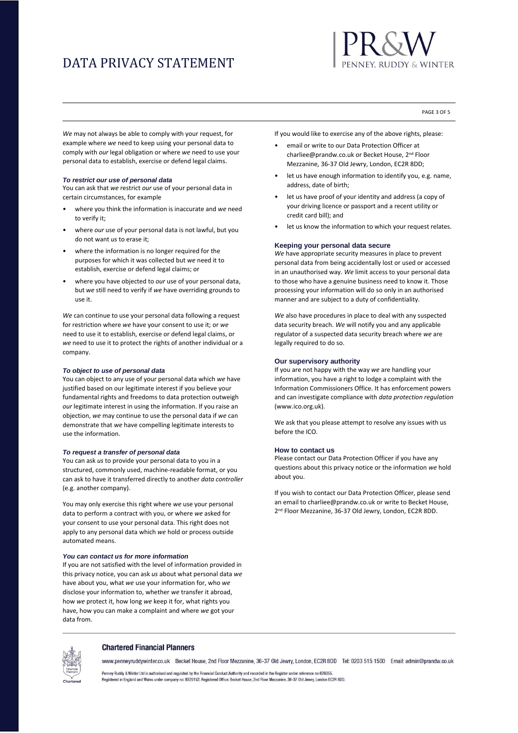*We* may not always be able to comply with your request, for example where *we* need to keep using your personal data to comply with *our* legal obligation or where *we* need to use your personal data to establish, exercise or defend legal claims.

### *To restrict our use of personal data*

You can ask that *we* restrict *our* use of your personal data in certain circumstances, for example

- where you think the information is inaccurate and *we* need to verify it;
- where *our* use of your personal data is not lawful, but you do not want *us* to erase it;
- where the information is no longer required for the purposes for which it was collected but *we* need it to establish, exercise or defend legal claims; or
- where you have objected to *our* use of your personal data, but *we* still need to verify if *we* have overriding grounds to use it.

*We* can continue to use your personal data following a request for restriction where *we* have your consent to use it; or *we* need to use it to establish, exercise or defend legal claims, or *we* need to use it to protect the rights of another individual or a company.

### *To object to use of personal data*

You can object to any use of your personal data which *we* have justified based on our legitimate interest if you believe your fundamental rights and freedoms to data protection outweigh *our* legitimate interest in using the information. If you raise an objection, *we* may continue to use the personal data if *we* can demonstrate that *we* have compelling legitimate interests to use the information.

### *To request a transfer of personal data*

You can ask *us* to provide your personal data to you in a structured, commonly used, machine-readable format, or you can ask to have it transferred directly to another *data controller* (e.g. another company).

You may only exercise this right where *we* use your personal data to perform a contract with you, or where *we* asked for your consent to use your personal data. This right does not apply to any personal data which *we* hold or process outside automated means.

### *You can contact us for more information*

If you are not satisfied with the level of information provided in this privacy notice, you can ask *us* about what personal data *we* have about you, what *we* use your information for, who *we* disclose your information to, whether *we* transfer it abroad, how *we* protect it, how long *we* keep it for, what rights you have, how you can make a complaint and where *we* got your data from.

If you would like to exercise any of the above rights, please:

- email or write to our Data Protection Officer at charliee@prandw.co.uk or Becket House, 2nd Floor Mezzanine, 36-37 Old Jewry, London, EC2R 8DD;
- let us have enough information to identify you, e.g. name, address, date of birth;
- let us have proof of your identity and address (a copy of your driving licence or passport and a recent utility or credit card bill); and
- let us know the information to which your request relates.

## Keeping your personal data secure

*We* have appropriate security measures in place to prevent personal data from being accidentally lost or used or accessed in an unauthorised way. *We* limit access to your personal data to those who have a genuine business need to know it. Those processing your information will do so only in an authorised manner and are subject to a duty of confidentiality.

*We* also have procedures in place to deal with any suspected data security breach. *We* will notify you and any applicable regulator of a suspected data security breach where *we* are legally required to do so.

## Our supervisory authority

If you are not happy with the way *we* are handling your information, you have a right to lodge a complaint with the Information Commissioners Office. It has enforcement powers and can investigate compliance with *data protection regulation* (www.ico.org.uk).

We ask that you please attempt to resolve any issues with us before the ICO.

## How to contact us

Please contact our Data Protection Officer if you have any questions about this privacy notice or the information *we* hold about you.

If you wish to contact our Data Protection Officer, please send an email to charliee@prandw.co.uk or write to Becket House, 2nd Floor Mezzanine, 36-37 Old Jewry, London, EC2R 8DD.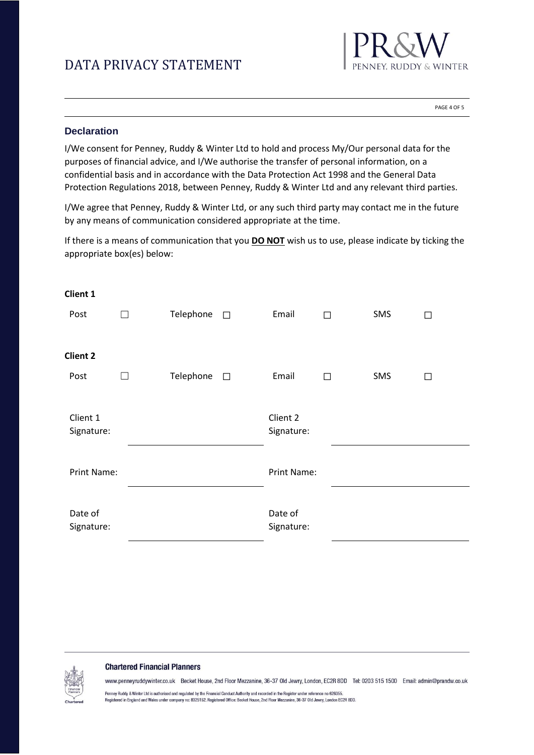# DATA PRIVACY STATEMENT

## Declaration

I/We consent for Penney, Ruddy & Winter Ltd to hold and process My/Our personal data for the purposes of financial advice, and I/We authorise the transfer of personal information, on a confidential basis and in accordance with the Data Protection Act 1998 and the General Data Protection Regulations 2018, between Penney, Ruddy & Winter Ltd and any relevant third parties.

I/We agree that Penney, Ruddy & Winter Ltd, or any such third party may contact me in the future by any means of communication considered appropriate at the time.

If there is a means of communication that you **DO NOT** wish us to use, please indicate by ticking the appropriate box(es) below:

**Client 1**

Post ☐ Telephone ☐ Email ☐ SMS ☐

**Client 2**

Post ☐ Telephone ☐ Email ☐ SMS ☐

| | | | |
|---|---|---|---|
| Client 1 Signature: | | Client 2 Signature: | |
| Print Name: | | Print Name: | |
| Date of Signature: | | Date of Signature: | |

**Chartered Financial Planners**

www.penneyruddywinter.co.uk Becket House, 2nd Floor Mezzanine, 36-37 Old Jewry, London, EC2R 8DD Tel: 0203 515 1500 Email: admin@prandw.co.uk

Penney Ruddy & Winter Ltd is authorised and regulated by the Financial Conduct Authority and recorded in the Register under reference no 626355.
Registered in England and Wales under company no: 8325152. Registered Office: Becket House, 2nd Floor Mezzanine, 36-37 Old Jewry, London EC2R 8DD.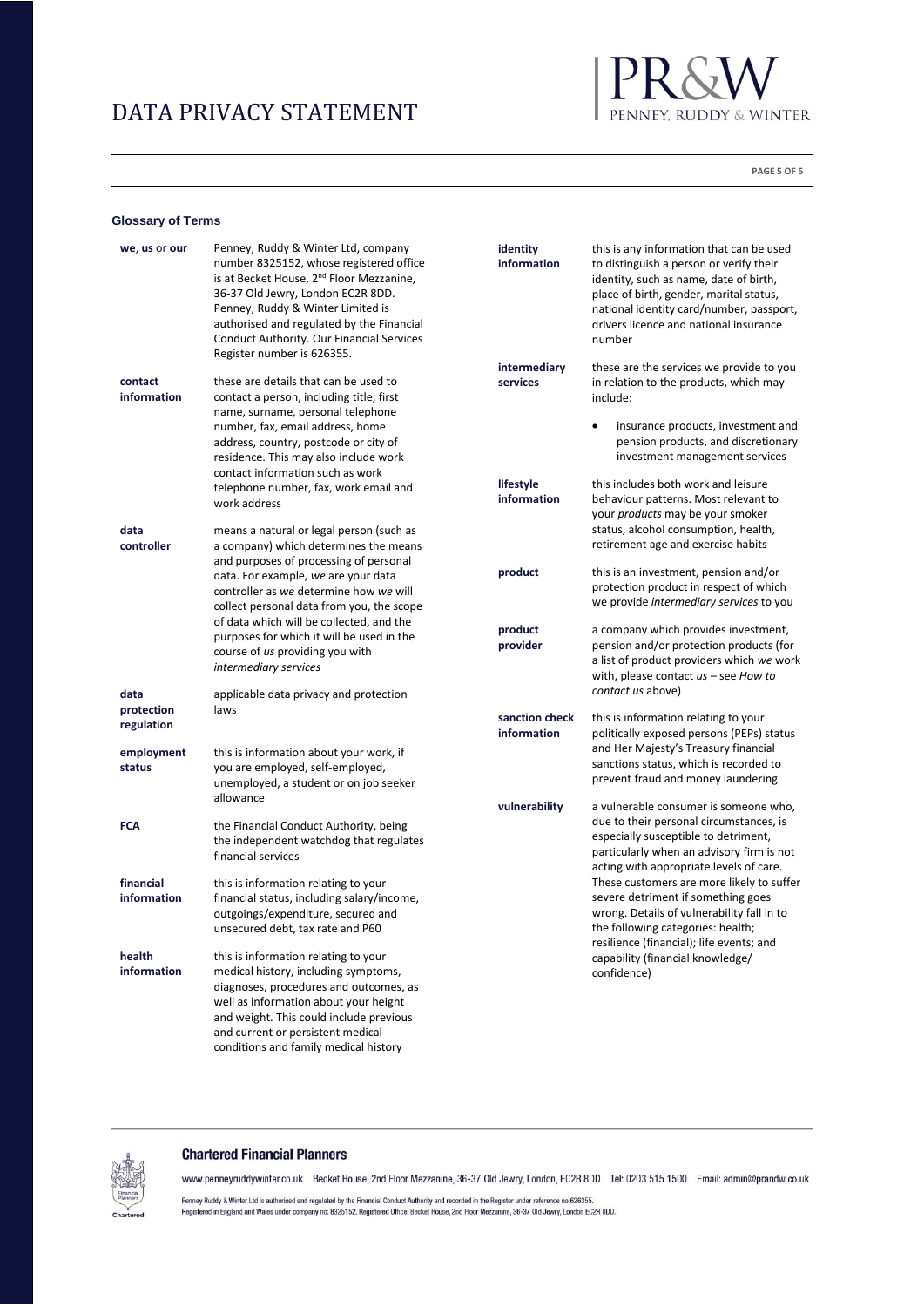## Glossary of Terms

**we**, **us** or **our** — Penney, Ruddy & Winter Ltd, company number 8325152, whose registered office is at Becket House, 2nd Floor Mezzanine, 36-37 Old Jewry, London EC2R 8DD. Penney, Ruddy & Winter Limited is authorised and regulated by the Financial Conduct Authority. Our Financial Services Register number is 626355.

**contact information** — these are details that can be used to contact a person, including title, first name, surname, personal telephone number, fax, email address, home address, country, postcode or city of residence. This may also include work contact information such as work telephone number, fax, work email and work address

**data controller** — means a natural or legal person (such as a company) which determines the means and purposes of processing of personal data. For example, *we* are your data controller as *we* determine how *we* will collect personal data from you, the scope of data which will be collected, and the purposes for which it will be used in the course of *us* providing you with *intermediary services*

**data protection regulation** — applicable data privacy and protection laws

**employment status** — this is information about your work, if you are employed, self-employed, unemployed, a student or on job seeker allowance

**FCA** — the Financial Conduct Authority, being the independent watchdog that regulates financial services

**financial information** — this is information relating to your financial status, including salary/income, outgoings/expenditure, secured and unsecured debt, tax rate and P60

**health information** — this is information relating to your medical history, including symptoms, diagnoses, procedures and outcomes, as well as information about your height and weight. This could include previous and current or persistent medical conditions and family medical history

**identity information** — this is any information that can be used to distinguish a person or verify their identity, such as name, date of birth, place of birth, gender, marital status, national identity card/number, passport, drivers licence and national insurance number

**intermediary services** — these are the services we provide to you in relation to the products, which may include:

- insurance products, investment and pension products, and discretionary investment management services

**lifestyle information** — this includes both work and leisure behaviour patterns. Most relevant to your *products* may be your smoker status, alcohol consumption, health, retirement age and exercise habits

**product** — this is an investment, pension and/or protection product in respect of which we provide *intermediary services* to you

**product provider** — a company which provides investment, pension and/or protection products (for a list of product providers which *we* work with, please contact *us* – see *How to contact us* above)

**sanction check information** — this is information relating to your politically exposed persons (PEPs) status and Her Majesty's Treasury financial sanctions status, which is recorded to prevent fraud and money laundering

**vulnerability** — a vulnerable consumer is someone who, due to their personal circumstances, is especially susceptible to detriment, particularly when an advisory firm is not acting with appropriate levels of care. These customers are more likely to suffer severe detriment if something goes wrong. Details of vulnerability fall in to the following categories: health; resilience (financial); life events; and capability (financial knowledge/ confidence)